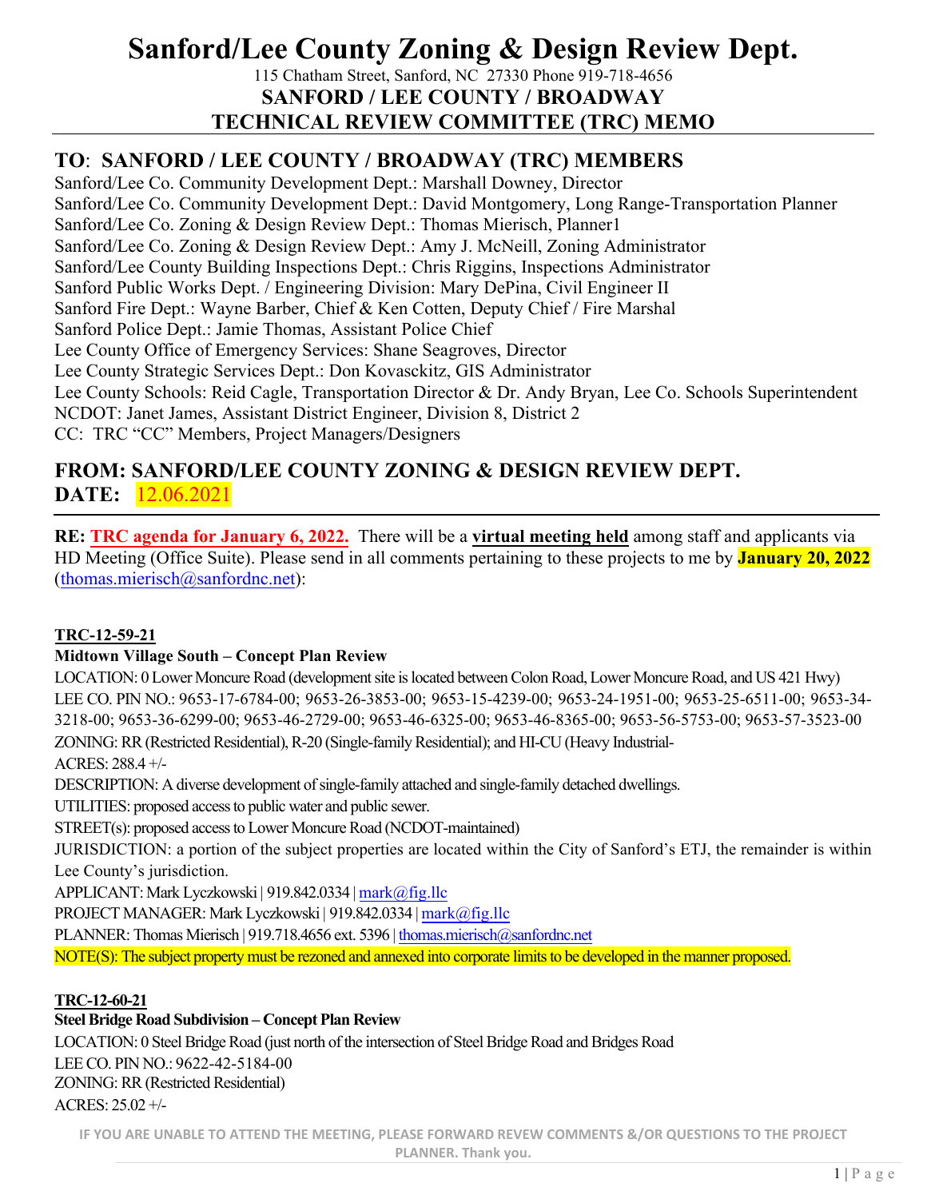# Sanford/Lee County Zoning & Design Review Dept.

115 Chatham Street, Sanford, NC 27330 Phone 919-718-4656

**SANFORD / LEE COUNTY / BROADWAY**
**TECHNICAL REVIEW COMMITTEE (TRC) MEMO**

## TO: SANFORD / LEE COUNTY / BROADWAY (TRC) MEMBERS

Sanford/Lee Co. Community Development Dept.: Marshall Downey, Director
Sanford/Lee Co. Community Development Dept.: David Montgomery, Long Range-Transportation Planner
Sanford/Lee Co. Zoning & Design Review Dept.: Thomas Mierisch, Planner1
Sanford/Lee Co. Zoning & Design Review Dept.: Amy J. McNeill, Zoning Administrator
Sanford/Lee County Building Inspections Dept.: Chris Riggins, Inspections Administrator
Sanford Public Works Dept. / Engineering Division: Mary DePina, Civil Engineer II
Sanford Fire Dept.: Wayne Barber, Chief & Ken Cotten, Deputy Chief / Fire Marshal
Sanford Police Dept.: Jamie Thomas, Assistant Police Chief
Lee County Office of Emergency Services: Shane Seagroves, Director
Lee County Strategic Services Dept.: Don Kovasckitz, GIS Administrator
Lee County Schools: Reid Cagle, Transportation Director & Dr. Andy Bryan, Lee Co. Schools Superintendent
NCDOT: Janet James, Assistant District Engineer, Division 8, District 2
CC: TRC "CC" Members, Project Managers/Designers

## FROM: SANFORD/LEE COUNTY ZONING & DESIGN REVIEW DEPT.
## DATE: 12.06.2021

**RE: TRC agenda for January 6, 2022.** There will be a **virtual meeting held** among staff and applicants via HD Meeting (Office Suite). Please send in all comments pertaining to these projects to me by **January 20, 2022** (thomas.mierisch@sanfordnc.net):

**TRC-12-59-21**

**Midtown Village South – Concept Plan Review**

LOCATION: 0 Lower Moncure Road (development site is located between Colon Road, Lower Moncure Road, and US 421 Hwy)
LEE CO. PIN NO.: 9653-17-6784-00; 9653-26-3853-00; 9653-15-4239-00; 9653-24-1951-00; 9653-25-6511-00; 9653-34-3218-00; 9653-36-6299-00; 9653-46-2729-00; 9653-46-6325-00; 9653-46-8365-00; 9653-56-5753-00; 9653-57-3523-00
ZONING: RR (Restricted Residential), R-20 (Single-family Residential); and HI-CU (Heavy Industrial-
ACRES: 288.4 +/-
DESCRIPTION: A diverse development of single-family attached and single-family detached dwellings.
UTILITIES: proposed access to public water and public sewer.
STREET(s): proposed access to Lower Moncure Road (NCDOT-maintained)
JURISDICTION: a portion of the subject properties are located within the City of Sanford's ETJ, the remainder is within Lee County's jurisdiction.
APPLICANT: Mark Lyczkowski | 919.842.0334 | mark@fig.llc
PROJECT MANAGER: Mark Lyczkowski | 919.842.0334 | mark@fig.llc
PLANNER: Thomas Mierisch | 919.718.4656 ext. 5396 | thomas.mierisch@sanfordnc.net
NOTE(S): The subject property must be rezoned and annexed into corporate limits to be developed in the manner proposed.

**TRC-12-60-21**

**Steel Bridge Road Subdivision – Concept Plan Review**

LOCATION: 0 Steel Bridge Road (just north of the intersection of Steel Bridge Road and Bridges Road
LEE CO. PIN NO.: 9622-42-5184-00
ZONING: RR (Restricted Residential)
ACRES: 25.02 +/-

IF YOU ARE UNABLE TO ATTEND THE MEETING, PLEASE FORWARD REVEW COMMENTS &/OR QUESTIONS TO THE PROJECT PLANNER. Thank you.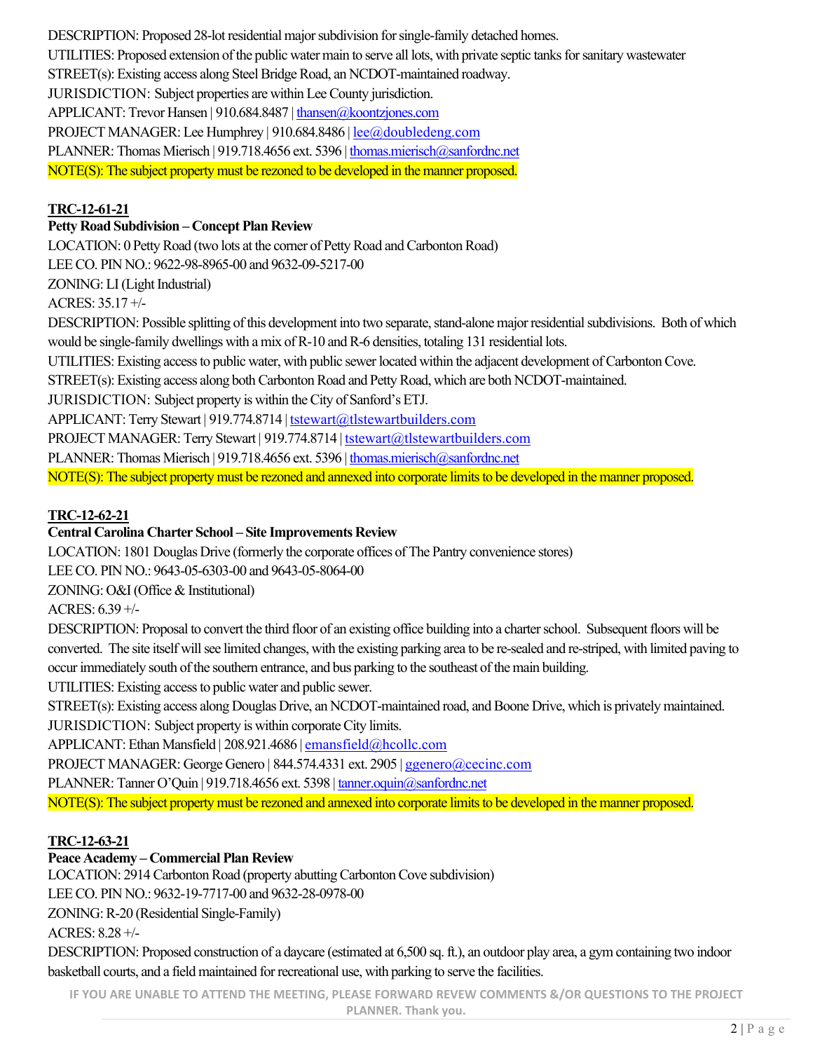DESCRIPTION: Proposed 28-lot residential major subdivision for single-family detached homes.
UTILITIES: Proposed extension of the public water main to serve all lots, with private septic tanks for sanitary wastewater
STREET(s): Existing access along Steel Bridge Road, an NCDOT-maintained roadway.
JURISDICTION: Subject properties are within Lee County jurisdiction.
APPLICANT: Trevor Hansen | 910.684.8487 | thansen@koontzjones.com
PROJECT MANAGER: Lee Humphrey | 910.684.8486 | lee@doubledeng.com
PLANNER: Thomas Mierisch | 919.718.4656 ext. 5396 | thomas.mierisch@sanfordnc.net
NOTE(S): The subject property must be rezoned to be developed in the manner proposed.

**TRC-12-61-21**

**Petty Road Subdivision – Concept Plan Review**

LOCATION: 0 Petty Road (two lots at the corner of Petty Road and Carbonton Road)
LEE CO. PIN NO.: 9622-98-8965-00 and 9632-09-5217-00
ZONING: LI (Light Industrial)
ACRES: 35.17 +/-
DESCRIPTION: Possible splitting of this development into two separate, stand-alone major residential subdivisions. Both of which would be single-family dwellings with a mix of R-10 and R-6 densities, totaling 131 residential lots.
UTILITIES: Existing access to public water, with public sewer located within the adjacent development of Carbonton Cove.
STREET(s): Existing access along both Carbonton Road and Petty Road, which are both NCDOT-maintained.
JURISDICTION: Subject property is within the City of Sanford's ETJ.
APPLICANT: Terry Stewart | 919.774.8714 | tstewart@tlstewartbuilders.com
PROJECT MANAGER: Terry Stewart | 919.774.8714 | tstewart@tlstewartbuilders.com
PLANNER: Thomas Mierisch | 919.718.4656 ext. 5396 | thomas.mierisch@sanfordnc.net
NOTE(S): The subject property must be rezoned and annexed into corporate limits to be developed in the manner proposed.

**TRC-12-62-21**

**Central Carolina Charter School – Site Improvements Review**

LOCATION: 1801 Douglas Drive (formerly the corporate offices of The Pantry convenience stores)
LEE CO. PIN NO.: 9643-05-6303-00 and 9643-05-8064-00
ZONING: O&I (Office & Institutional)
ACRES: 6.39 +/-
DESCRIPTION: Proposal to convert the third floor of an existing office building into a charter school. Subsequent floors will be converted. The site itself will see limited changes, with the existing parking area to be re-sealed and re-striped, with limited paving to occur immediately south of the southern entrance, and bus parking to the southeast of the main building.
UTILITIES: Existing access to public water and public sewer.
STREET(s): Existing access along Douglas Drive, an NCDOT-maintained road, and Boone Drive, which is privately maintained.
JURISDICTION: Subject property is within corporate City limits.
APPLICANT: Ethan Mansfield | 208.921.4686 | emansfield@hcollc.com
PROJECT MANAGER: George Genero | 844.574.4331 ext. 2905 | ggenero@cecinc.com
PLANNER: Tanner O'Quin | 919.718.4656 ext. 5398 | tanner.oquin@sanfordnc.net
NOTE(S): The subject property must be rezoned and annexed into corporate limits to be developed in the manner proposed.

**TRC-12-63-21**

**Peace Academy – Commercial Plan Review**

LOCATION: 2914 Carbonton Road (property abutting Carbonton Cove subdivision)
LEE CO. PIN NO.: 9632-19-7717-00 and 9632-28-0978-00
ZONING: R-20 (Residential Single-Family)
ACRES: 8.28 +/-
DESCRIPTION: Proposed construction of a daycare (estimated at 6,500 sq. ft.), an outdoor play area, a gym containing two indoor basketball courts, and a field maintained for recreational use, with parking to serve the facilities.

IF YOU ARE UNABLE TO ATTEND THE MEETING, PLEASE FORWARD REVEW COMMENTS &/OR QUESTIONS TO THE PROJECT PLANNER. Thank you.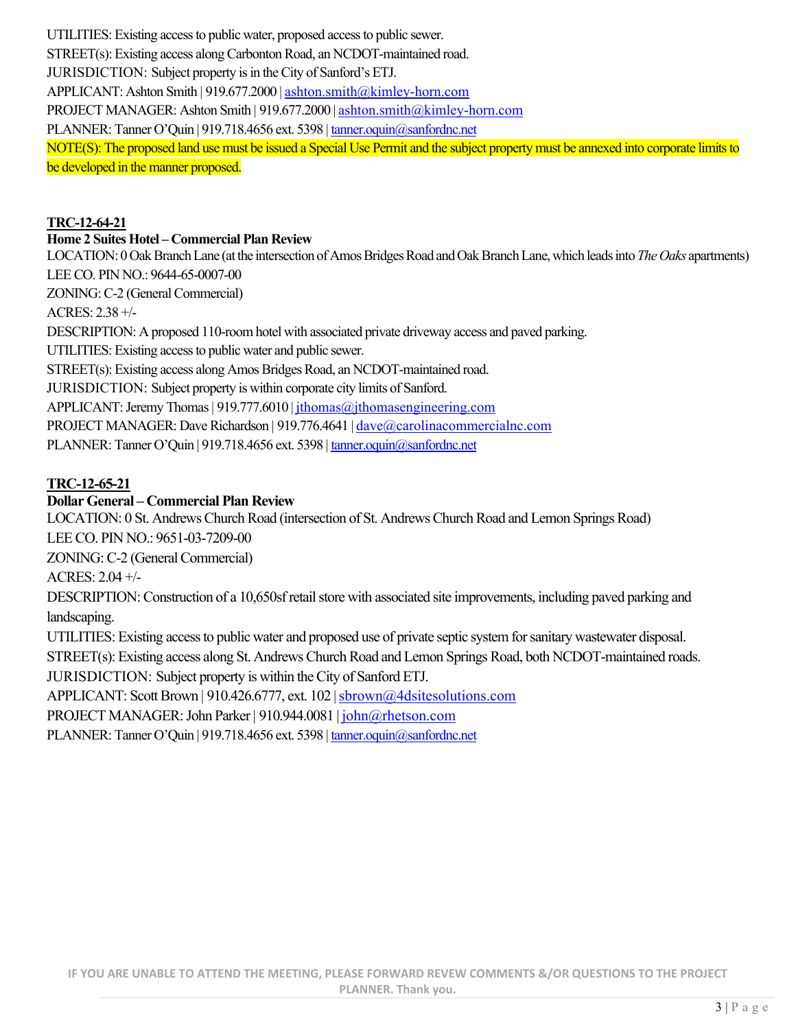UTILITIES: Existing access to public water, proposed access to public sewer.
STREET(s): Existing access along Carbonton Road, an NCDOT-maintained road.
JURISDICTION: Subject property is in the City of Sanford's ETJ.
APPLICANT: Ashton Smith | 919.677.2000 | ashton.smith@kimley-horn.com
PROJECT MANAGER: Ashton Smith | 919.677.2000 | ashton.smith@kimley-horn.com
PLANNER: Tanner O'Quin | 919.718.4656 ext. 5398 | tanner.oquin@sanfordnc.net
NOTE(S): The proposed land use must be issued a Special Use Permit and the subject property must be annexed into corporate limits to be developed in the manner proposed.

**TRC-12-64-21**

**Home 2 Suites Hotel – Commercial Plan Review**

LOCATION: 0 Oak Branch Lane (at the intersection of Amos Bridges Road and Oak Branch Lane, which leads into *The Oaks* apartments)
LEE CO. PIN NO.: 9644-65-0007-00
ZONING: C-2 (General Commercial)
ACRES: 2.38 +/-
DESCRIPTION: A proposed 110-room hotel with associated private driveway access and paved parking.
UTILITIES: Existing access to public water and public sewer.
STREET(s): Existing access along Amos Bridges Road, an NCDOT-maintained road.
JURISDICTION: Subject property is within corporate city limits of Sanford.
APPLICANT: Jeremy Thomas | 919.777.6010 | jthomas@jthomasengineering.com
PROJECT MANAGER: Dave Richardson | 919.776.4641 | dave@carolinacommercialnc.com
PLANNER: Tanner O'Quin | 919.718.4656 ext. 5398 | tanner.oquin@sanfordnc.net

**TRC-12-65-21**

**Dollar General – Commercial Plan Review**

LOCATION: 0 St. Andrews Church Road (intersection of St. Andrews Church Road and Lemon Springs Road)
LEE CO. PIN NO.: 9651-03-7209-00
ZONING: C-2 (General Commercial)
ACRES: 2.04 +/-
DESCRIPTION: Construction of a 10,650sf retail store with associated site improvements, including paved parking and landscaping.
UTILITIES: Existing access to public water and proposed use of private septic system for sanitary wastewater disposal.
STREET(s): Existing access along St. Andrews Church Road and Lemon Springs Road, both NCDOT-maintained roads.
JURISDICTION: Subject property is within the City of Sanford ETJ.
APPLICANT: Scott Brown | 910.426.6777, ext. 102 | sbrown@4dsitesolutions.com
PROJECT MANAGER: John Parker | 910.944.0081 | john@rhetson.com
PLANNER: Tanner O'Quin | 919.718.4656 ext. 5398 | tanner.oquin@sanfordnc.net

IF YOU ARE UNABLE TO ATTEND THE MEETING, PLEASE FORWARD REVEW COMMENTS &/OR QUESTIONS TO THE PROJECT PLANNER. Thank you.